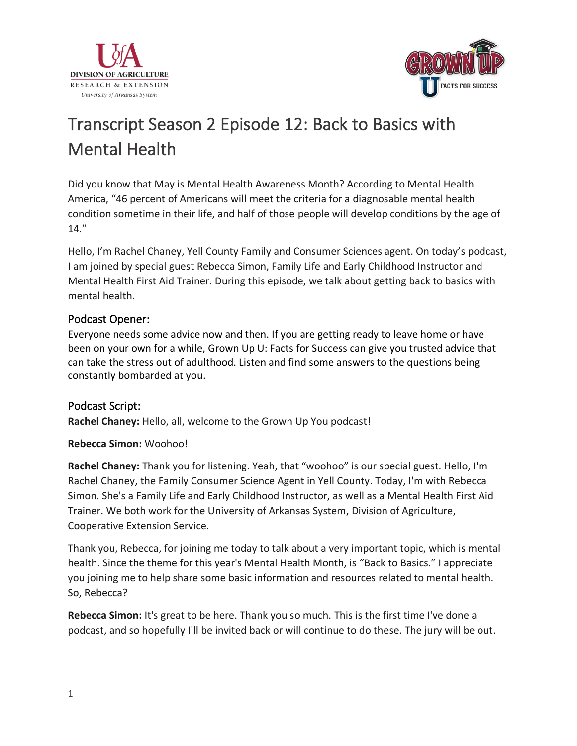# Transcript Season 2 Episode 12: Back to Basics with Mental Health

Did you know that May is Mental Health Awareness Month? According to Mental Health America, "46 percent of Americans will meet the criteria for a diagnosable mental health condition sometime in their life, and half of those people will develop conditions by the age of 14."

Hello, I'm Rachel Chaney, Yell County Family and Consumer Sciences agent. On today's podcast, I am joined by special guest Rebecca Simon, Family Life and Early Childhood Instructor and Mental Health First Aid Trainer. During this episode, we talk about getting back to basics with mental health.

## Podcast Opener:

Everyone needs some advice now and then. If you are getting ready to leave home or have been on your own for a while, Grown Up U: Facts for Success can give you trusted advice that can take the stress out of adulthood. Listen and find some answers to the questions being constantly bombarded at you.

## Podcast Script:

**Rachel Chaney:** Hello, all, welcome to the Grown Up You podcast!

**Rebecca Simon:** Woohoo!

**Rachel Chaney:** Thank you for listening. Yeah, that "woohoo" is our special guest. Hello, I'm Rachel Chaney, the Family Consumer Science Agent in Yell County. Today, I'm with Rebecca Simon. She's a Family Life and Early Childhood Instructor, as well as a Mental Health First Aid Trainer. We both work for the University of Arkansas System, Division of Agriculture, Cooperative Extension Service.

Thank you, Rebecca, for joining me today to talk about a very important topic, which is mental health. Since the theme for this year's Mental Health Month, is "Back to Basics." I appreciate you joining me to help share some basic information and resources related to mental health. So, Rebecca?

**Rebecca Simon:** It's great to be here. Thank you so much. This is the first time I've done a podcast, and so hopefully I'll be invited back or will continue to do these. The jury will be out.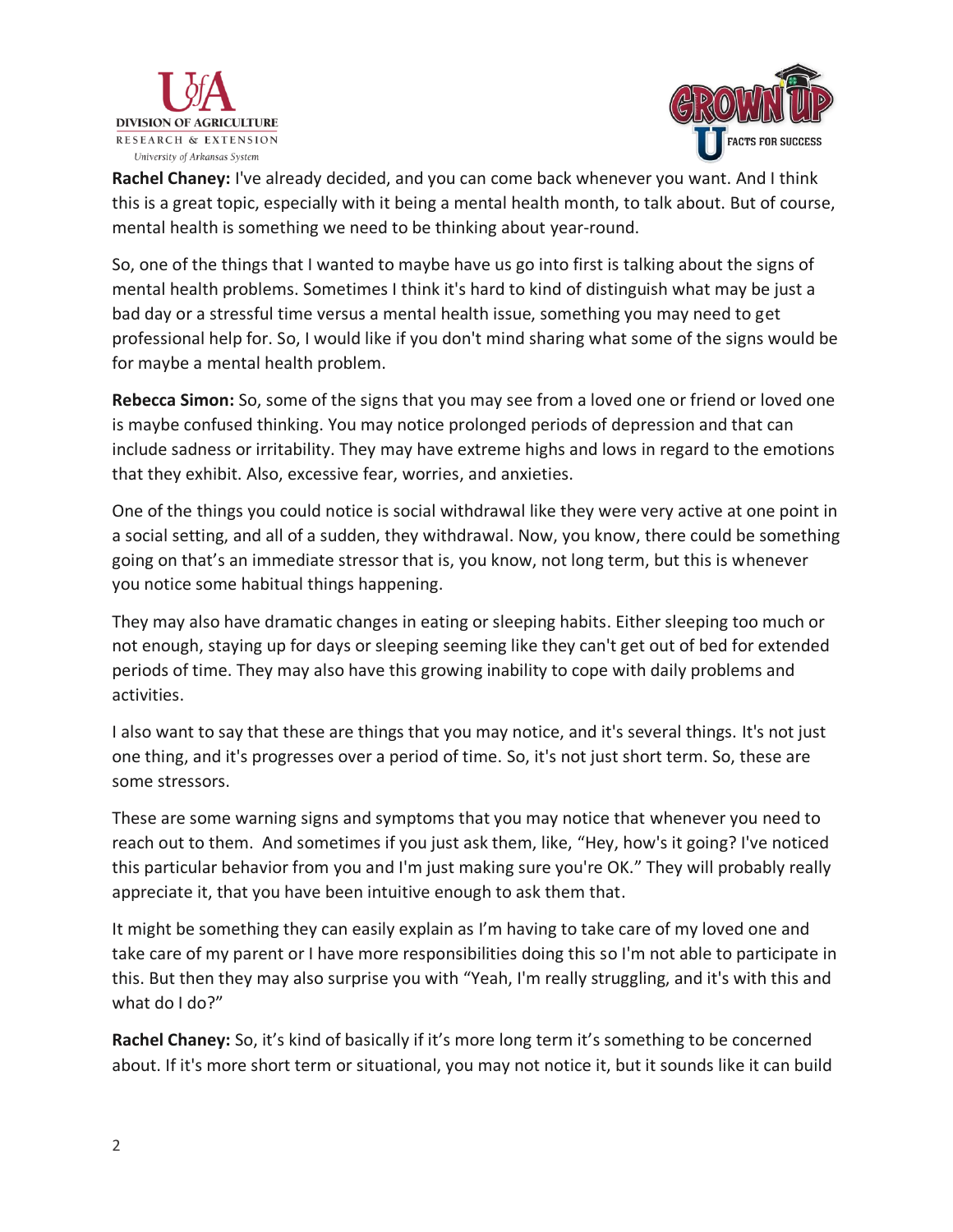**Rachel Chaney:** I've already decided, and you can come back whenever you want. And I think this is a great topic, especially with it being a mental health month, to talk about. But of course, mental health is something we need to be thinking about year-round.

So, one of the things that I wanted to maybe have us go into first is talking about the signs of mental health problems. Sometimes I think it's hard to kind of distinguish what may be just a bad day or a stressful time versus a mental health issue, something you may need to get professional help for. So, I would like if you don't mind sharing what some of the signs would be for maybe a mental health problem.

**Rebecca Simon:** So, some of the signs that you may see from a loved one or friend or loved one is maybe confused thinking. You may notice prolonged periods of depression and that can include sadness or irritability. They may have extreme highs and lows in regard to the emotions that they exhibit. Also, excessive fear, worries, and anxieties.

One of the things you could notice is social withdrawal like they were very active at one point in a social setting, and all of a sudden, they withdrawal. Now, you know, there could be something going on that's an immediate stressor that is, you know, not long term, but this is whenever you notice some habitual things happening.

They may also have dramatic changes in eating or sleeping habits. Either sleeping too much or not enough, staying up for days or sleeping seeming like they can't get out of bed for extended periods of time. They may also have this growing inability to cope with daily problems and activities.

I also want to say that these are things that you may notice, and it's several things. It's not just one thing, and it's progresses over a period of time. So, it's not just short term. So, these are some stressors.

These are some warning signs and symptoms that you may notice that whenever you need to reach out to them. And sometimes if you just ask them, like, "Hey, how's it going? I've noticed this particular behavior from you and I'm just making sure you're OK." They will probably really appreciate it, that you have been intuitive enough to ask them that.

It might be something they can easily explain as I'm having to take care of my loved one and take care of my parent or I have more responsibilities doing this so I'm not able to participate in this. But then they may also surprise you with "Yeah, I'm really struggling, and it's with this and what do I do?"

**Rachel Chaney:** So, it's kind of basically if it's more long term it's something to be concerned about. If it's more short term or situational, you may not notice it, but it sounds like it can build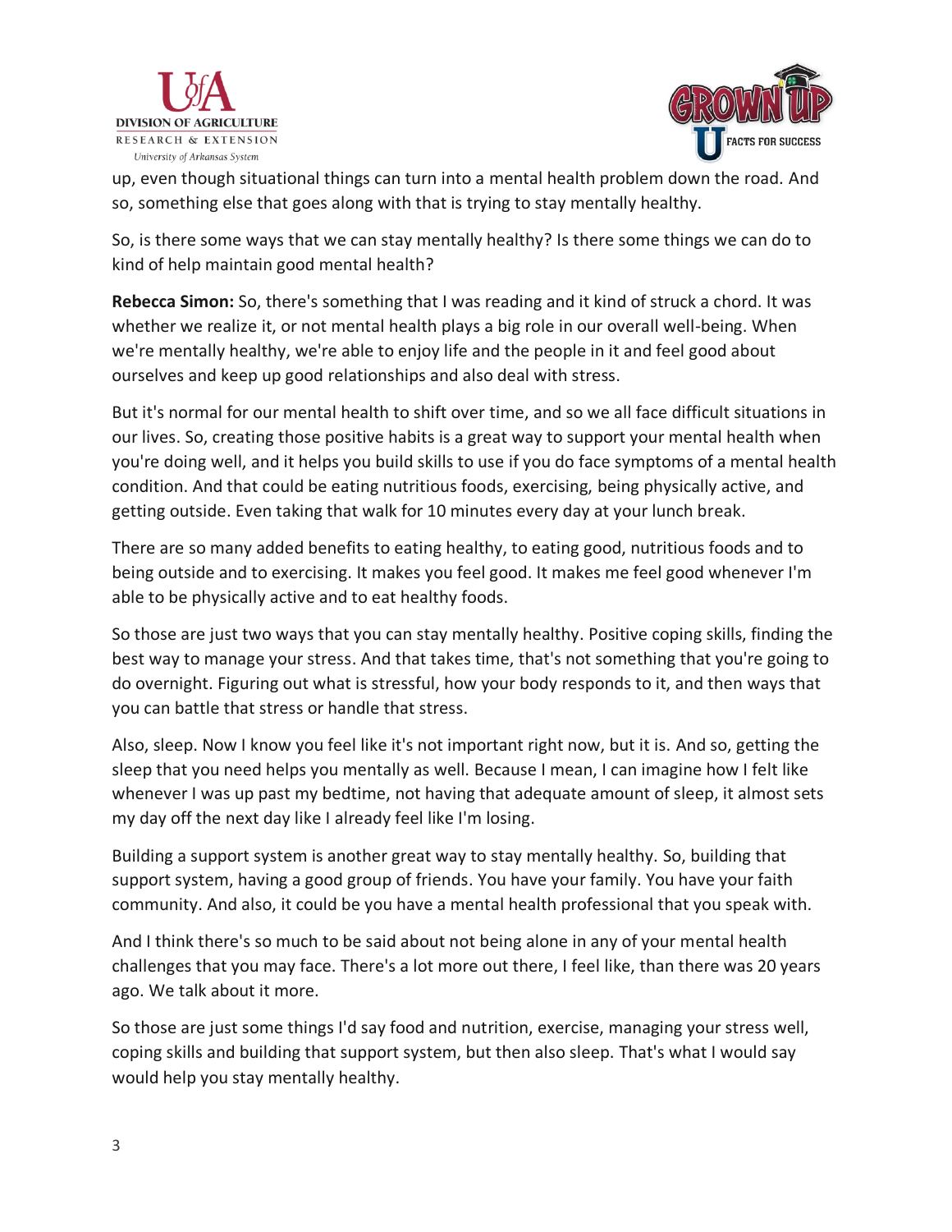up, even though situational things can turn into a mental health problem down the road. And so, something else that goes along with that is trying to stay mentally healthy.

So, is there some ways that we can stay mentally healthy? Is there some things we can do to kind of help maintain good mental health?

**Rebecca Simon:** So, there's something that I was reading and it kind of struck a chord. It was whether we realize it, or not mental health plays a big role in our overall well-being. When we're mentally healthy, we're able to enjoy life and the people in it and feel good about ourselves and keep up good relationships and also deal with stress.

But it's normal for our mental health to shift over time, and so we all face difficult situations in our lives. So, creating those positive habits is a great way to support your mental health when you're doing well, and it helps you build skills to use if you do face symptoms of a mental health condition. And that could be eating nutritious foods, exercising, being physically active, and getting outside. Even taking that walk for 10 minutes every day at your lunch break.

There are so many added benefits to eating healthy, to eating good, nutritious foods and to being outside and to exercising. It makes you feel good. It makes me feel good whenever I'm able to be physically active and to eat healthy foods.

So those are just two ways that you can stay mentally healthy. Positive coping skills, finding the best way to manage your stress. And that takes time, that's not something that you're going to do overnight. Figuring out what is stressful, how your body responds to it, and then ways that you can battle that stress or handle that stress.

Also, sleep. Now I know you feel like it's not important right now, but it is. And so, getting the sleep that you need helps you mentally as well. Because I mean, I can imagine how I felt like whenever I was up past my bedtime, not having that adequate amount of sleep, it almost sets my day off the next day like I already feel like I'm losing.

Building a support system is another great way to stay mentally healthy. So, building that support system, having a good group of friends. You have your family. You have your faith community. And also, it could be you have a mental health professional that you speak with.

And I think there's so much to be said about not being alone in any of your mental health challenges that you may face. There's a lot more out there, I feel like, than there was 20 years ago. We talk about it more.

So those are just some things I'd say food and nutrition, exercise, managing your stress well, coping skills and building that support system, but then also sleep. That's what I would say would help you stay mentally healthy.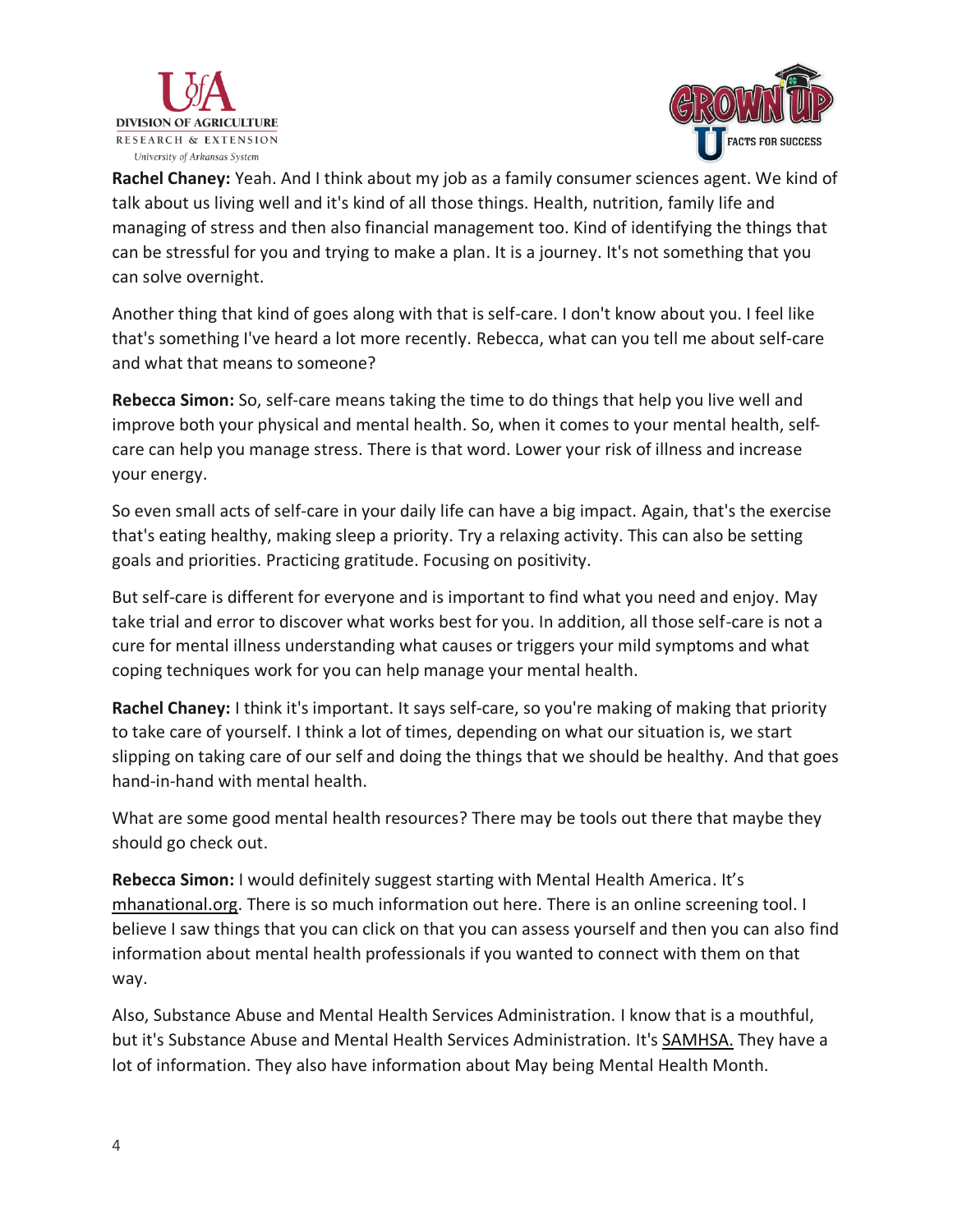**Rachel Chaney:** Yeah. And I think about my job as a family consumer sciences agent. We kind of talk about us living well and it's kind of all those things. Health, nutrition, family life and managing of stress and then also financial management too. Kind of identifying the things that can be stressful for you and trying to make a plan. It is a journey. It's not something that you can solve overnight.

Another thing that kind of goes along with that is self-care. I don't know about you. I feel like that's something I've heard a lot more recently. Rebecca, what can you tell me about self-care and what that means to someone?

**Rebecca Simon:** So, self-care means taking the time to do things that help you live well and improve both your physical and mental health. So, when it comes to your mental health, self-care can help you manage stress. There is that word. Lower your risk of illness and increase your energy.

So even small acts of self-care in your daily life can have a big impact. Again, that's the exercise that's eating healthy, making sleep a priority. Try a relaxing activity. This can also be setting goals and priorities. Practicing gratitude. Focusing on positivity.

But self-care is different for everyone and is important to find what you need and enjoy. May take trial and error to discover what works best for you. In addition, all those self-care is not a cure for mental illness understanding what causes or triggers your mild symptoms and what coping techniques work for you can help manage your mental health.

**Rachel Chaney:** I think it's important. It says self-care, so you're making of making that priority to take care of yourself. I think a lot of times, depending on what our situation is, we start slipping on taking care of our self and doing the things that we should be healthy. And that goes hand-in-hand with mental health.

What are some good mental health resources? There may be tools out there that maybe they should go check out.

**Rebecca Simon:** I would definitely suggest starting with Mental Health America. It's mhanational.org. There is so much information out here. There is an online screening tool. I believe I saw things that you can click on that you can assess yourself and then you can also find information about mental health professionals if you wanted to connect with them on that way.

Also, Substance Abuse and Mental Health Services Administration. I know that is a mouthful, but it's Substance Abuse and Mental Health Services Administration. It's SAMHSA. They have a lot of information. They also have information about May being Mental Health Month.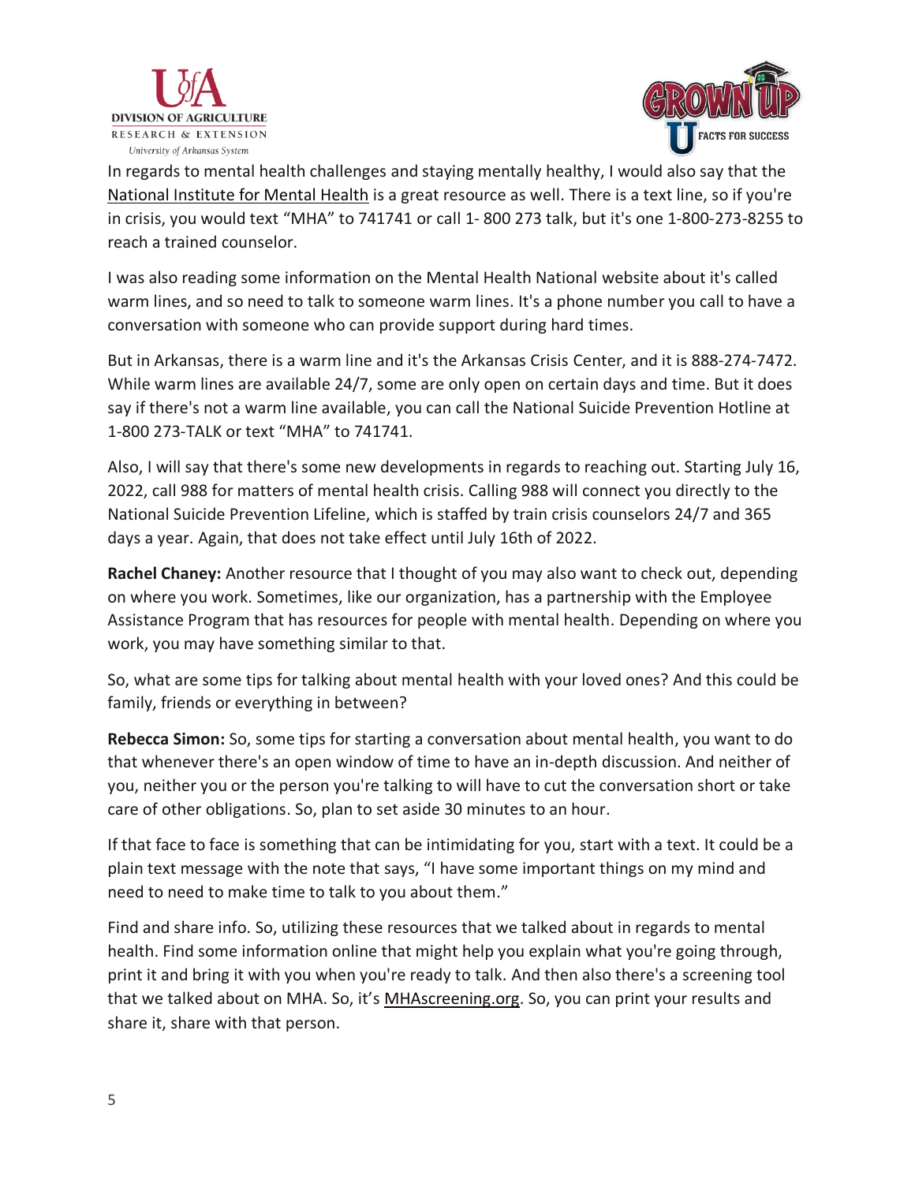In regards to mental health challenges and staying mentally healthy, I would also say that the National Institute for Mental Health is a great resource as well. There is a text line, so if you're in crisis, you would text "MHA" to 741741 or call 1- 800 273 talk, but it's one 1-800-273-8255 to reach a trained counselor.

I was also reading some information on the Mental Health National website about it's called warm lines, and so need to talk to someone warm lines. It's a phone number you call to have a conversation with someone who can provide support during hard times.

But in Arkansas, there is a warm line and it's the Arkansas Crisis Center, and it is 888-274-7472. While warm lines are available 24/7, some are only open on certain days and time. But it does say if there's not a warm line available, you can call the National Suicide Prevention Hotline at 1-800 273-TALK or text "MHA" to 741741.

Also, I will say that there's some new developments in regards to reaching out. Starting July 16, 2022, call 988 for matters of mental health crisis. Calling 988 will connect you directly to the National Suicide Prevention Lifeline, which is staffed by train crisis counselors 24/7 and 365 days a year. Again, that does not take effect until July 16th of 2022.

**Rachel Chaney:** Another resource that I thought of you may also want to check out, depending on where you work. Sometimes, like our organization, has a partnership with the Employee Assistance Program that has resources for people with mental health. Depending on where you work, you may have something similar to that.

So, what are some tips for talking about mental health with your loved ones? And this could be family, friends or everything in between?

**Rebecca Simon:** So, some tips for starting a conversation about mental health, you want to do that whenever there's an open window of time to have an in-depth discussion. And neither of you, neither you or the person you're talking to will have to cut the conversation short or take care of other obligations. So, plan to set aside 30 minutes to an hour.

If that face to face is something that can be intimidating for you, start with a text. It could be a plain text message with the note that says, "I have some important things on my mind and need to need to make time to talk to you about them."

Find and share info. So, utilizing these resources that we talked about in regards to mental health. Find some information online that might help you explain what you're going through, print it and bring it with you when you're ready to talk. And then also there's a screening tool that we talked about on MHA. So, it's MHAscreening.org. So, you can print your results and share it, share with that person.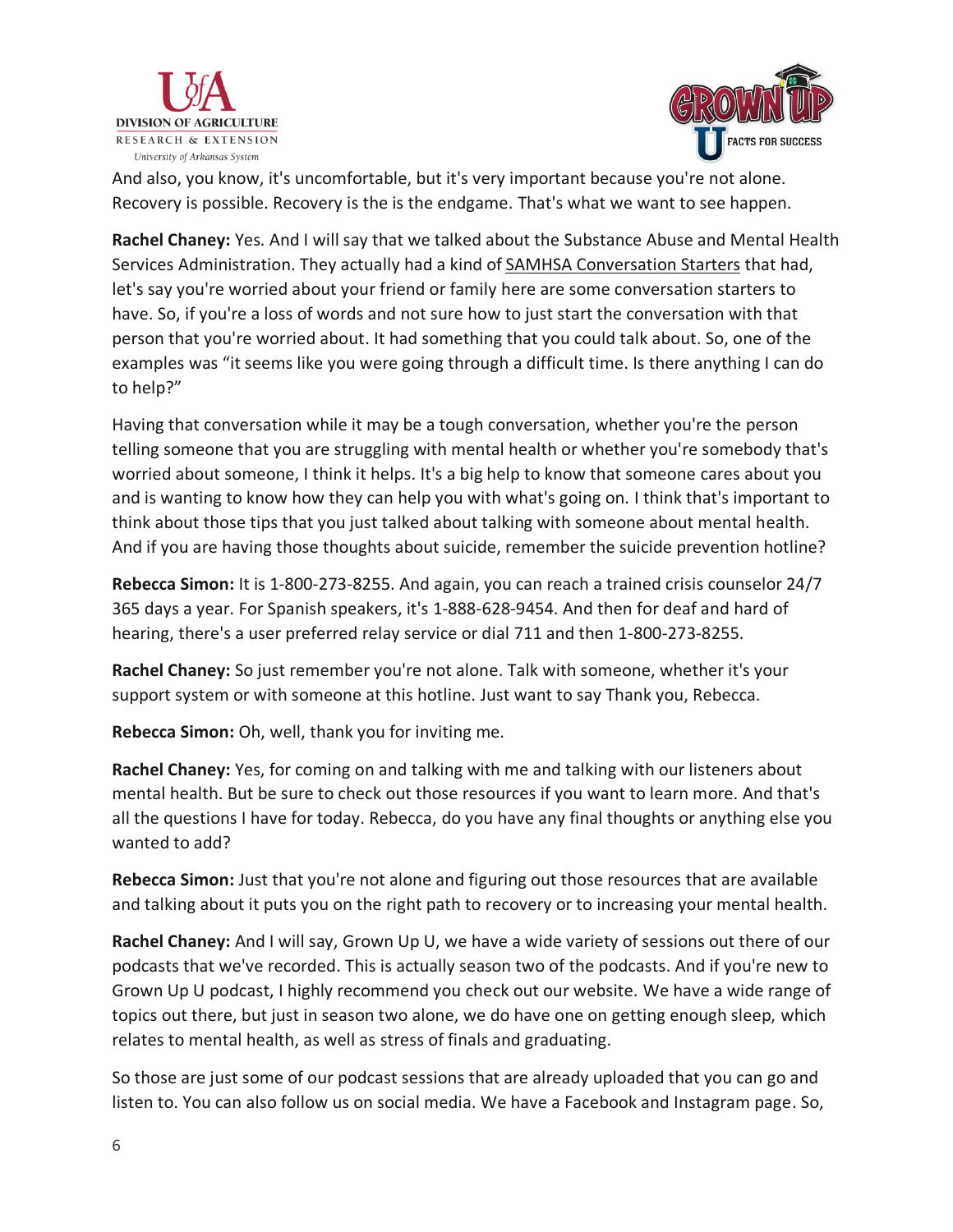And also, you know, it's uncomfortable, but it's very important because you're not alone. Recovery is possible. Recovery is the is the endgame. That's what we want to see happen.

**Rachel Chaney:** Yes. And I will say that we talked about the Substance Abuse and Mental Health Services Administration. They actually had a kind of SAMHSA Conversation Starters that had, let's say you're worried about your friend or family here are some conversation starters to have. So, if you're a loss of words and not sure how to just start the conversation with that person that you're worried about. It had something that you could talk about. So, one of the examples was "it seems like you were going through a difficult time. Is there anything I can do to help?"

Having that conversation while it may be a tough conversation, whether you're the person telling someone that you are struggling with mental health or whether you're somebody that's worried about someone, I think it helps. It's a big help to know that someone cares about you and is wanting to know how they can help you with what's going on. I think that's important to think about those tips that you just talked about talking with someone about mental health. And if you are having those thoughts about suicide, remember the suicide prevention hotline?

**Rebecca Simon:** It is 1-800-273-8255. And again, you can reach a trained crisis counselor 24/7 365 days a year. For Spanish speakers, it's 1-888-628-9454. And then for deaf and hard of hearing, there's a user preferred relay service or dial 711 and then 1-800-273-8255.

**Rachel Chaney:** So just remember you're not alone. Talk with someone, whether it's your support system or with someone at this hotline. Just want to say Thank you, Rebecca.

**Rebecca Simon:** Oh, well, thank you for inviting me.

**Rachel Chaney:** Yes, for coming on and talking with me and talking with our listeners about mental health. But be sure to check out those resources if you want to learn more. And that's all the questions I have for today. Rebecca, do you have any final thoughts or anything else you wanted to add?

**Rebecca Simon:** Just that you're not alone and figuring out those resources that are available and talking about it puts you on the right path to recovery or to increasing your mental health.

**Rachel Chaney:** And I will say, Grown Up U, we have a wide variety of sessions out there of our podcasts that we've recorded. This is actually season two of the podcasts. And if you're new to Grown Up U podcast, I highly recommend you check out our website. We have a wide range of topics out there, but just in season two alone, we do have one on getting enough sleep, which relates to mental health, as well as stress of finals and graduating.

So those are just some of our podcast sessions that are already uploaded that you can go and listen to. You can also follow us on social media. We have a Facebook and Instagram page. So,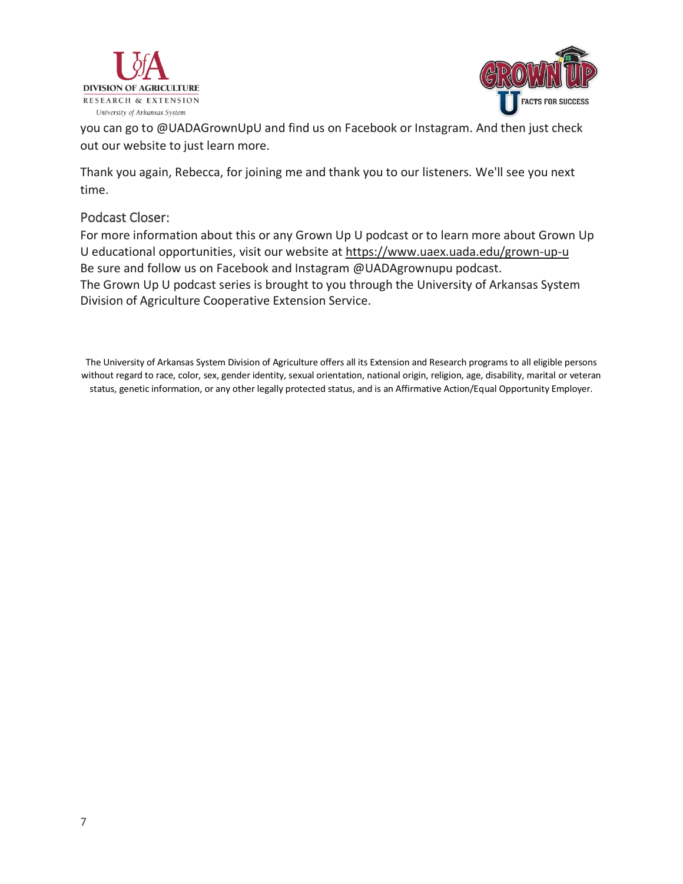you can go to @UADAGrownUpU and find us on Facebook or Instagram. And then just check out our website to just learn more.

Thank you again, Rebecca, for joining me and thank you to our listeners. We'll see you next time.

## Podcast Closer:

For more information about this or any Grown Up U podcast or to learn more about Grown Up U educational opportunities, visit our website at https://www.uaex.uada.edu/grown-up-u
Be sure and follow us on Facebook and Instagram @UADAgrownupu podcast.
The Grown Up U podcast series is brought to you through the University of Arkansas System Division of Agriculture Cooperative Extension Service.

The University of Arkansas System Division of Agriculture offers all its Extension and Research programs to all eligible persons without regard to race, color, sex, gender identity, sexual orientation, national origin, religion, age, disability, marital or veteran status, genetic information, or any other legally protected status, and is an Affirmative Action/Equal Opportunity Employer.